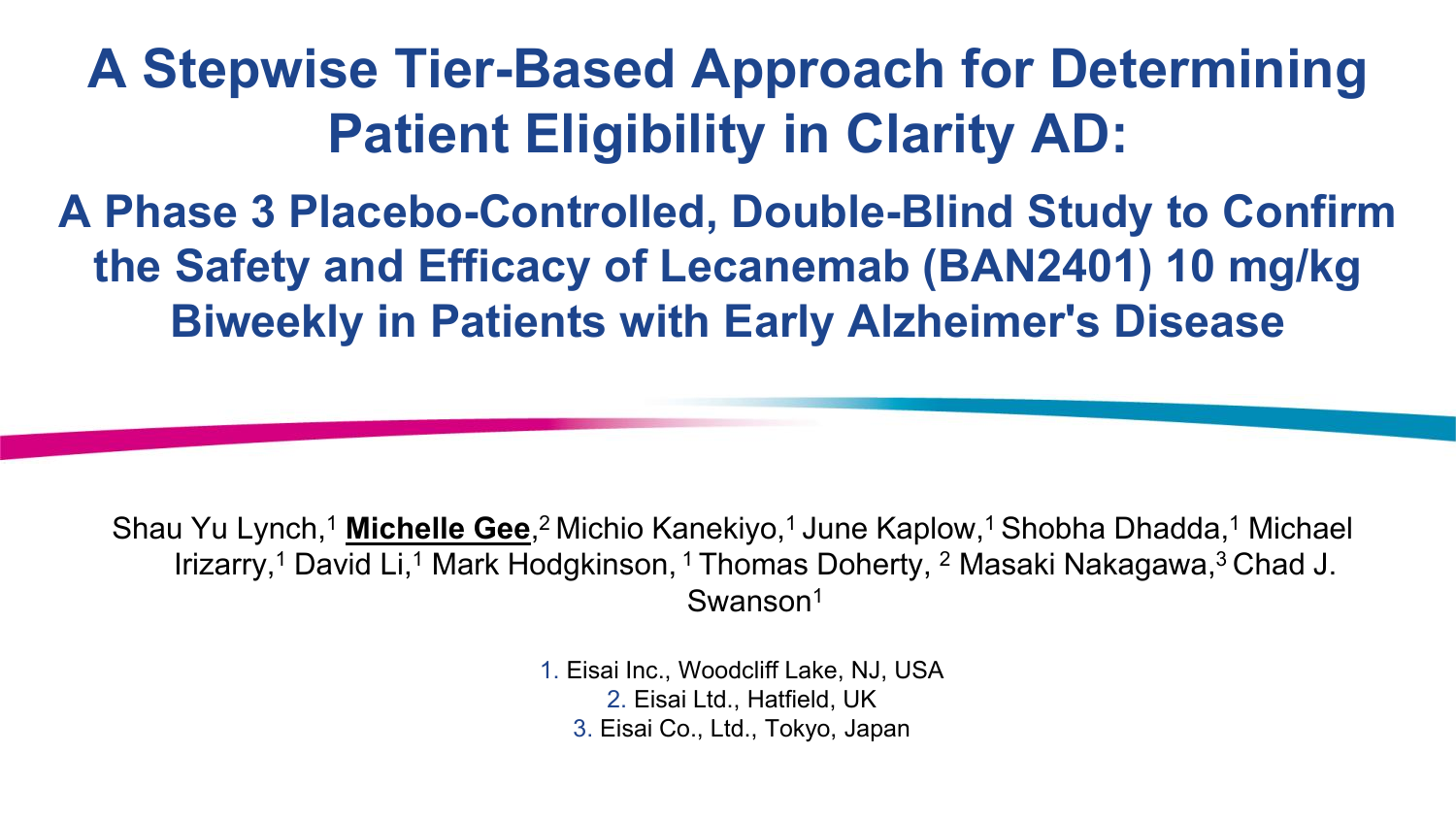# A Stepwise Tier-Based Approach for Determining Patient Eligibility in Clarity AD:

## A Phase 3 Placebo-Controlled, Double-Blind Study to Confirm the Safety and Efficacy of Lecanemab (BAN2401) 10 mg/kg Biweekly in Patients with Early Alzheimer's Disease

Shau Yu Lynch,[1] **Michelle Gee**,[2] Michio Kanekiyo,[1] June Kaplow,[1] Shobha Dhadda,[1] Michael Irizarry,[1] David Li,[1] Mark Hodgkinson,[1] Thomas Doherty,[2] Masaki Nakagawa,[3] Chad J. Swanson[1]

1. Eisai Inc., Woodcliff Lake, NJ, USA
2. Eisai Ltd., Hatfield, UK
3. Eisai Co., Ltd., Tokyo, Japan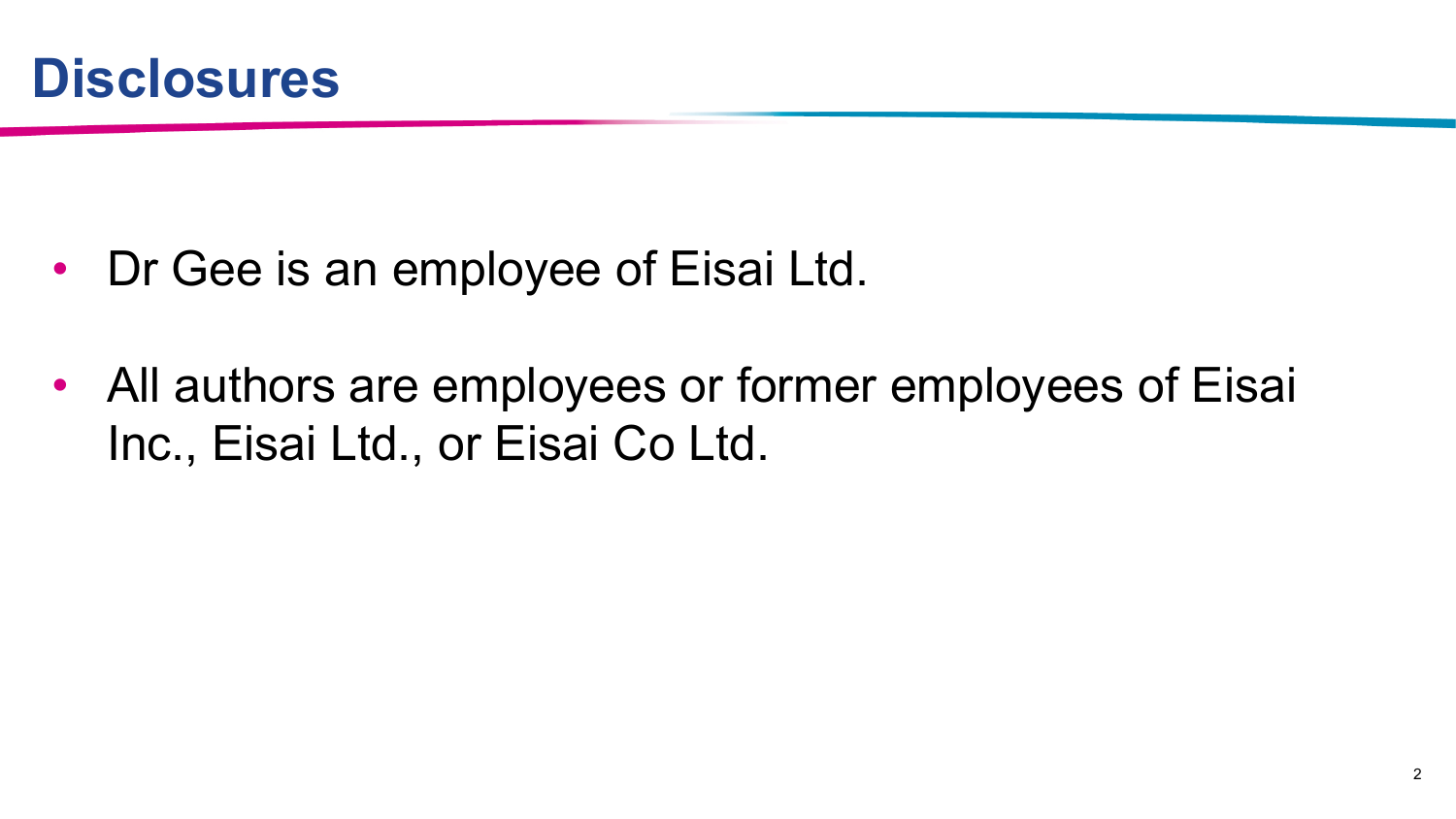# Disclosures

- Dr Gee is an employee of Eisai Ltd.
- All authors are employees or former employees of Eisai Inc., Eisai Ltd., or Eisai Co Ltd.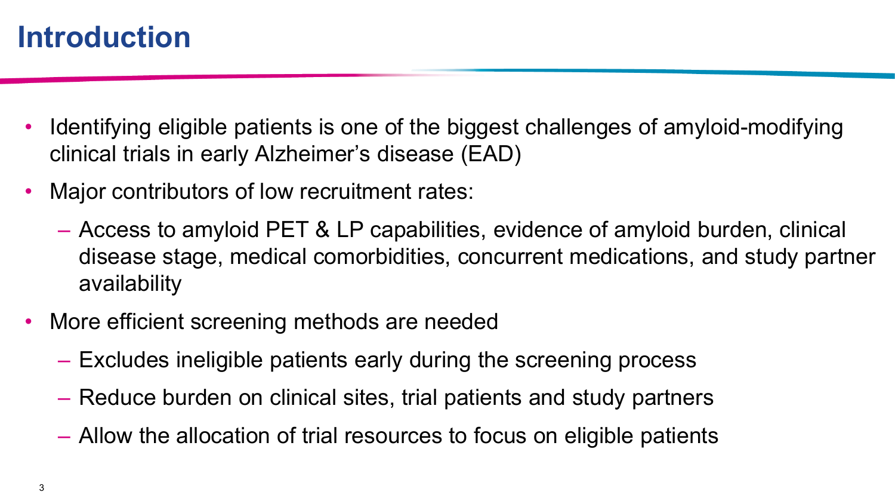# Introduction

- Identifying eligible patients is one of the biggest challenges of amyloid-modifying clinical trials in early Alzheimer's disease (EAD)
- Major contributors of low recruitment rates:
  - Access to amyloid PET & LP capabilities, evidence of amyloid burden, clinical disease stage, medical comorbidities, concurrent medications, and study partner availability
- More efficient screening methods are needed
  - Excludes ineligible patients early during the screening process
  - Reduce burden on clinical sites, trial patients and study partners
  - Allow the allocation of trial resources to focus on eligible patients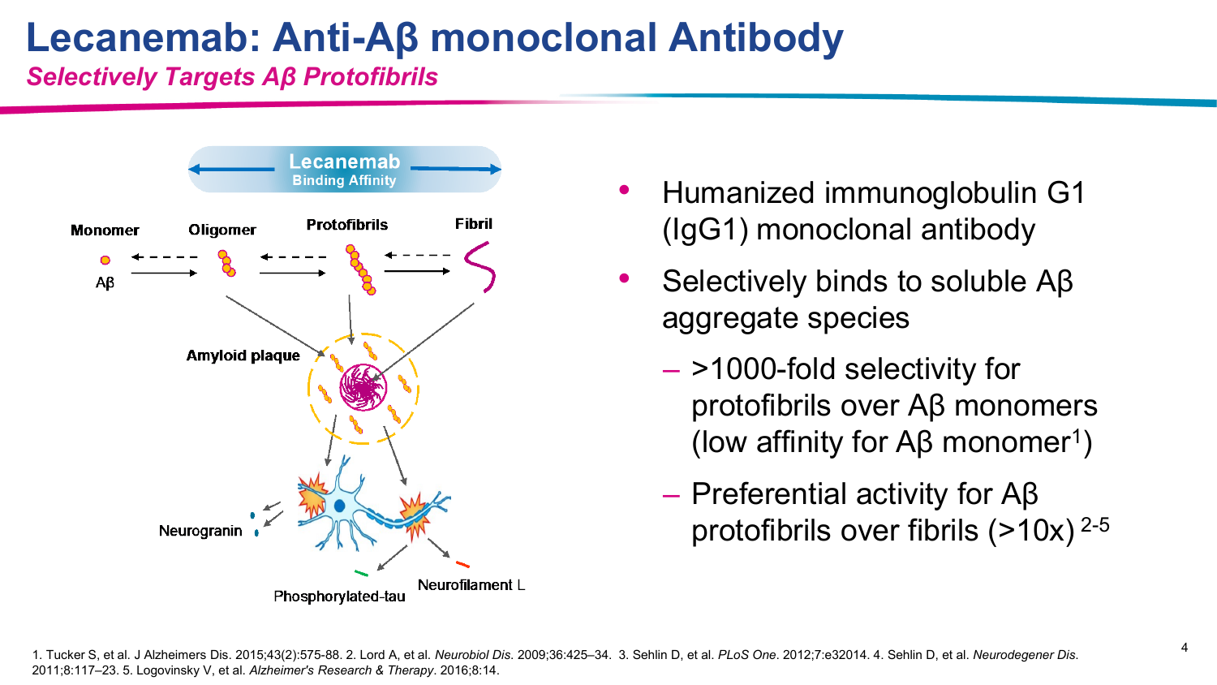# Lecanemab: Anti-Aβ monoclonal Antibody

## *Selectively Targets Aβ Protofibrils*

Lecanemab Binding Affinity

Monomer | Oligomer | Protofibrils | Fibril

Aβ

Amyloid plaque

Neurogranin

Phosphorylated-tau

Neurofilament L

- Humanized immunoglobulin G1 (IgG1) monoclonal antibody
- Selectively binds to soluble Aβ aggregate species
  - >1000-fold selectivity for protofibrils over Aβ monomers (low affinity for Aβ monomer[1])
  - Preferential activity for Aβ protofibrils over fibrils (>10x)[2-5]

1. Tucker S, et al. J Alzheimers Dis. 2015;43(2):575-88. 2. Lord A, et al. *Neurobiol Dis*. 2009;36:425–34. 3. Sehlin D, et al. *PLoS One*. 2012;7:e32014. 4. Sehlin D, et al. *Neurodegener Dis*. 2011;8:117–23. 5. Logovinsky V, et al. *Alzheimer's Research & Therapy*. 2016;8:14.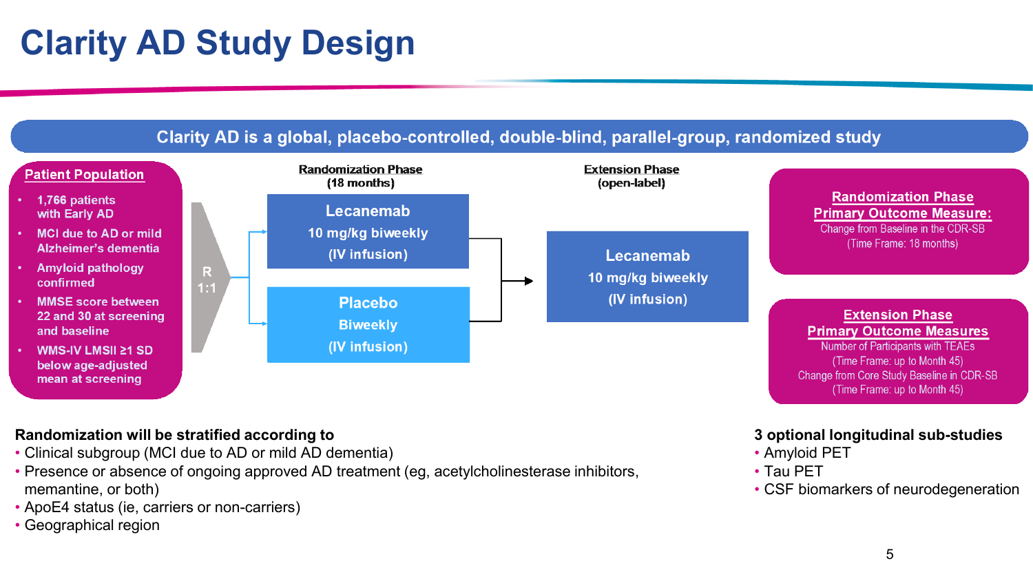# Clarity AD Study Design

**Clarity AD is a global, placebo-controlled, double-blind, parallel-group, randomized study**

**Patient Population**

- 1,766 patients with Early AD
- MCI due to AD or mild Alzheimer's dementia
- Amyloid pathology confirmed
- MMSE score between 22 and 30 at screening and baseline
- WMS-IV LMSII ≥1 SD below age-adjusted mean at screening

**Randomization Phase (18 months)**

R 1:1

- **Lecanemab** 10 mg/kg biweekly (IV infusion)
- **Placebo** Biweekly (IV infusion)

**Extension Phase (open-label)**

- **Lecanemab** 10 mg/kg biweekly (IV infusion)

**Randomization Phase Primary Outcome Measure:**
Change from Baseline in the CDR-SB
(Time Frame: 18 months)

**Extension Phase Primary Outcome Measures**
Number of Participants with TEAEs
(Time Frame: up to Month 45)
Change from Core Study Baseline in CDR-SB
(Time Frame: up to Month 45)

**Randomization will be stratified according to**

- Clinical subgroup (MCI due to AD or mild AD dementia)
- Presence or absence of ongoing approved AD treatment (eg, acetylcholinesterase inhibitors, memantine, or both)
- ApoE4 status (ie, carriers or non-carriers)
- Geographical region

**3 optional longitudinal sub-studies**

- Amyloid PET
- Tau PET
- CSF biomarkers of neurodegeneration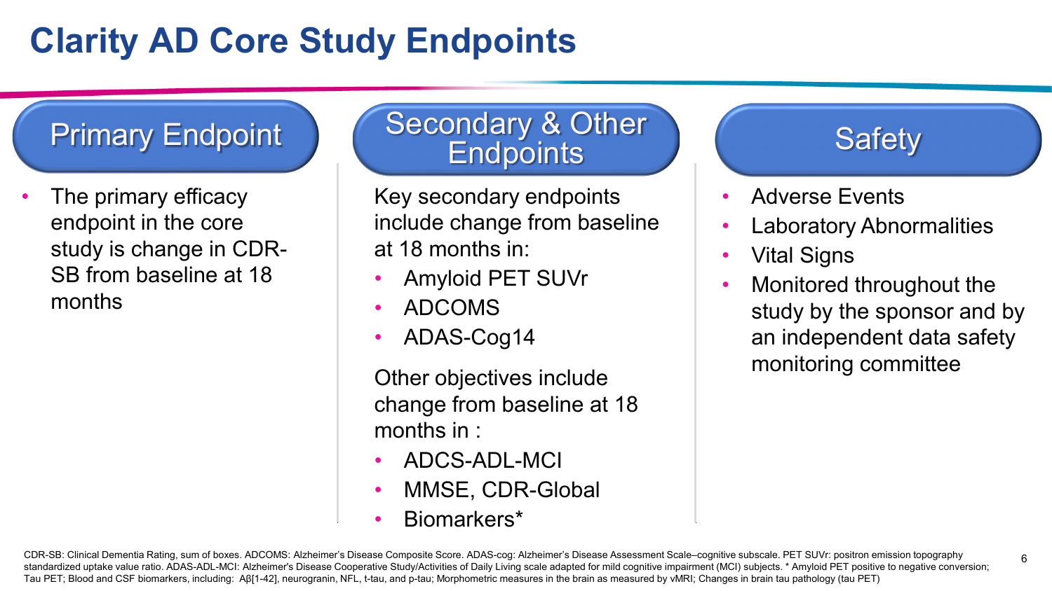# Clarity AD Core Study Endpoints

## Primary Endpoint

- The primary efficacy endpoint in the core study is change in CDR-SB from baseline at 18 months

## Secondary & Other Endpoints

Key secondary endpoints include change from baseline at 18 months in:

- Amyloid PET SUVr
- ADCOMS
- ADAS-Cog14

Other objectives include change from baseline at 18 months in :

- ADCS-ADL-MCI
- MMSE, CDR-Global
- Biomarkers*

## Safety

- Adverse Events
- Laboratory Abnormalities
- Vital Signs
- Monitored throughout the study by the sponsor and by an independent data safety monitoring committee

CDR-SB: Clinical Dementia Rating, sum of boxes. ADCOMS: Alzheimer's Disease Composite Score. ADAS-cog: Alzheimer's Disease Assessment Scale–cognitive subscale. PET SUVr: positron emission topography standardized uptake value ratio. ADAS-ADL-MCI: Alzheimer's Disease Cooperative Study/Activities of Daily Living scale adapted for mild cognitive impairment (MCI) subjects. * Amyloid PET positive to negative conversion; Tau PET; Blood and CSF biomarkers, including: Aβ[1-42], neurogranin, NFL, t-tau, and p-tau; Morphometric measures in the brain as measured by vMRI; Changes in brain tau pathology (tau PET)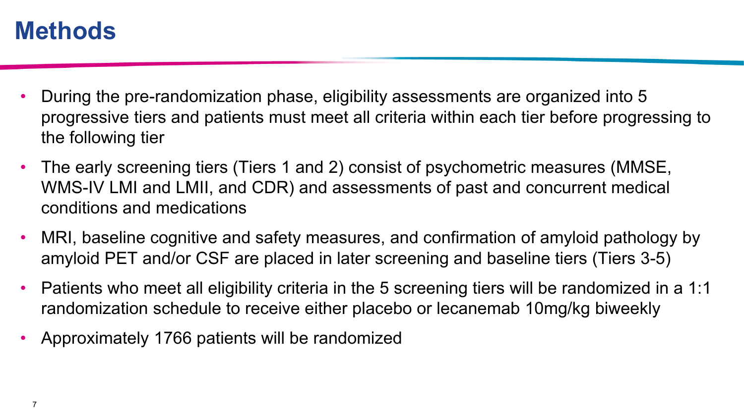# Methods

- During the pre-randomization phase, eligibility assessments are organized into 5 progressive tiers and patients must meet all criteria within each tier before progressing to the following tier
- The early screening tiers (Tiers 1 and 2) consist of psychometric measures (MMSE, WMS-IV LMI and LMII, and CDR) and assessments of past and concurrent medical conditions and medications
- MRI, baseline cognitive and safety measures, and confirmation of amyloid pathology by amyloid PET and/or CSF are placed in later screening and baseline tiers (Tiers 3-5)
- Patients who meet all eligibility criteria in the 5 screening tiers will be randomized in a 1:1 randomization schedule to receive either placebo or lecanemab 10mg/kg biweekly
- Approximately 1766 patients will be randomized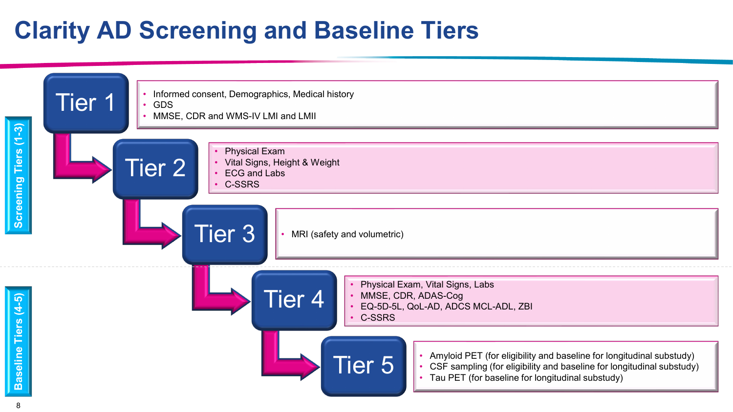# Clarity AD Screening and Baseline Tiers

## Screening Tiers (1-3)

### Tier 1

- Informed consent, Demographics, Medical history
- GDS
- MMSE, CDR and WMS-IV LMI and LMII

### Tier 2

- Physical Exam
- Vital Signs, Height & Weight
- ECG and Labs
- C-SSRS

### Tier 3

- MRI (safety and volumetric)

## Baseline Tiers (4-5)

### Tier 4

- Physical Exam, Vital Signs, Labs
- MMSE, CDR, ADAS-Cog
- EQ-5D-5L, QoL-AD, ADCS MCL-ADL, ZBI
- C-SSRS

### Tier 5

- Amyloid PET (for eligibility and baseline for longitudinal substudy)
- CSF sampling (for eligibility and baseline for longitudinal substudy)
- Tau PET (for baseline for longitudinal substudy)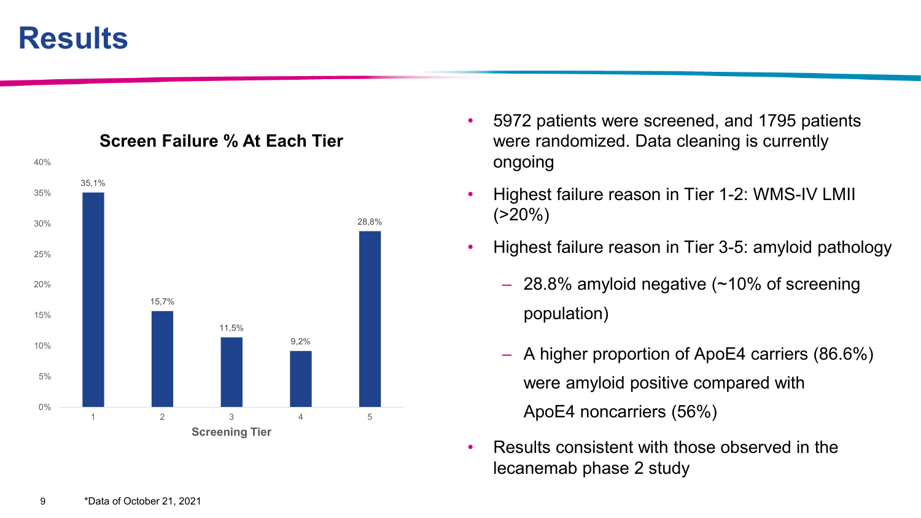# Results

**Screen Failure % At Each Tier**

| Screening Tier | Screen Failure % |
|---|---|
| 1 | 35,1% |
| 2 | 15,7% |
| 3 | 11,5% |
| 4 | 9,2% |
| 5 | 28,8% |

- 5972 patients were screened, and 1795 patients were randomized. Data cleaning is currently ongoing
- Highest failure reason in Tier 1-2: WMS-IV LMII (>20%)
- Highest failure reason in Tier 3-5: amyloid pathology
  - 28.8% amyloid negative (~10% of screening population)
  - A higher proportion of ApoE4 carriers (86.6%) were amyloid positive compared with ApoE4 noncarriers (56%)
- Results consistent with those observed in the lecanemab phase 2 study

*Data of October 21, 2021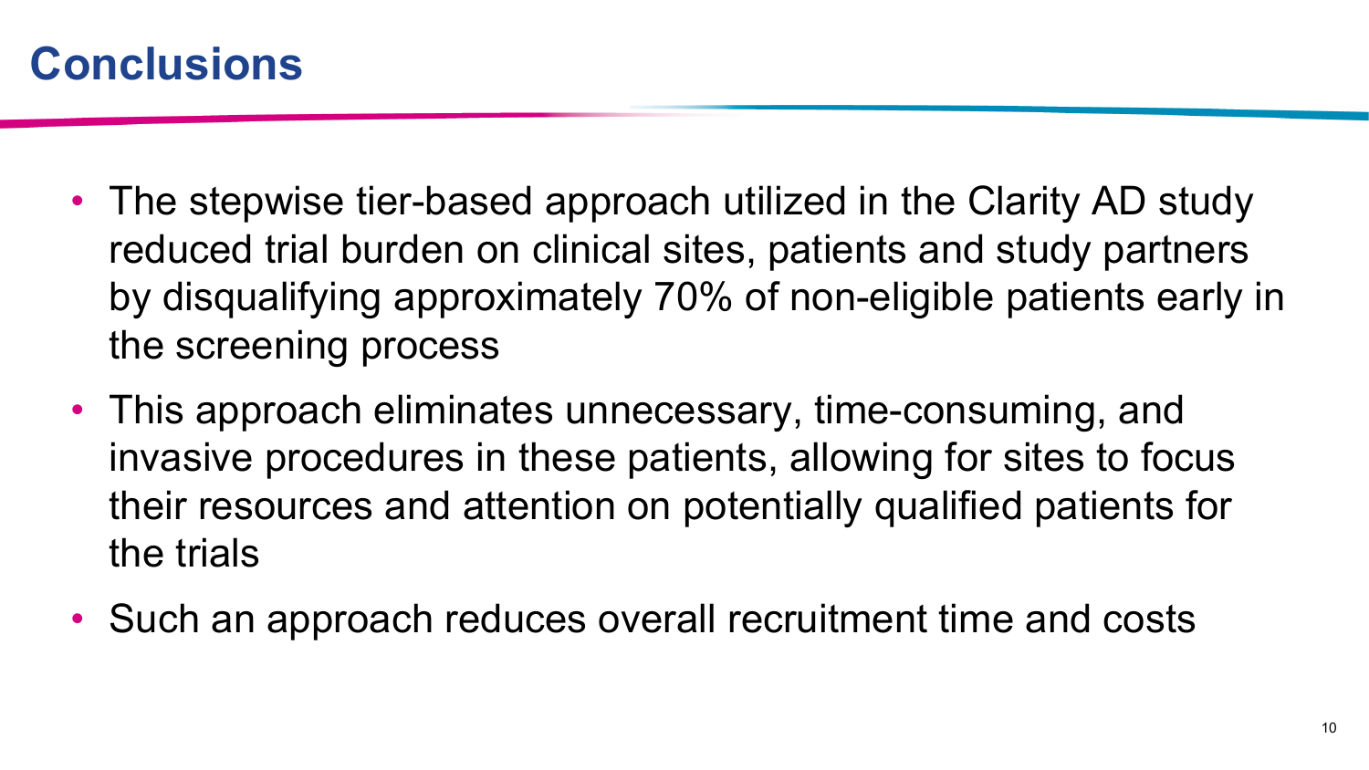# Conclusions

- The stepwise tier-based approach utilized in the Clarity AD study reduced trial burden on clinical sites, patients and study partners by disqualifying approximately 70% of non-eligible patients early in the screening process
- This approach eliminates unnecessary, time-consuming, and invasive procedures in these patients, allowing for sites to focus their resources and attention on potentially qualified patients for the trials
- Such an approach reduces overall recruitment time and costs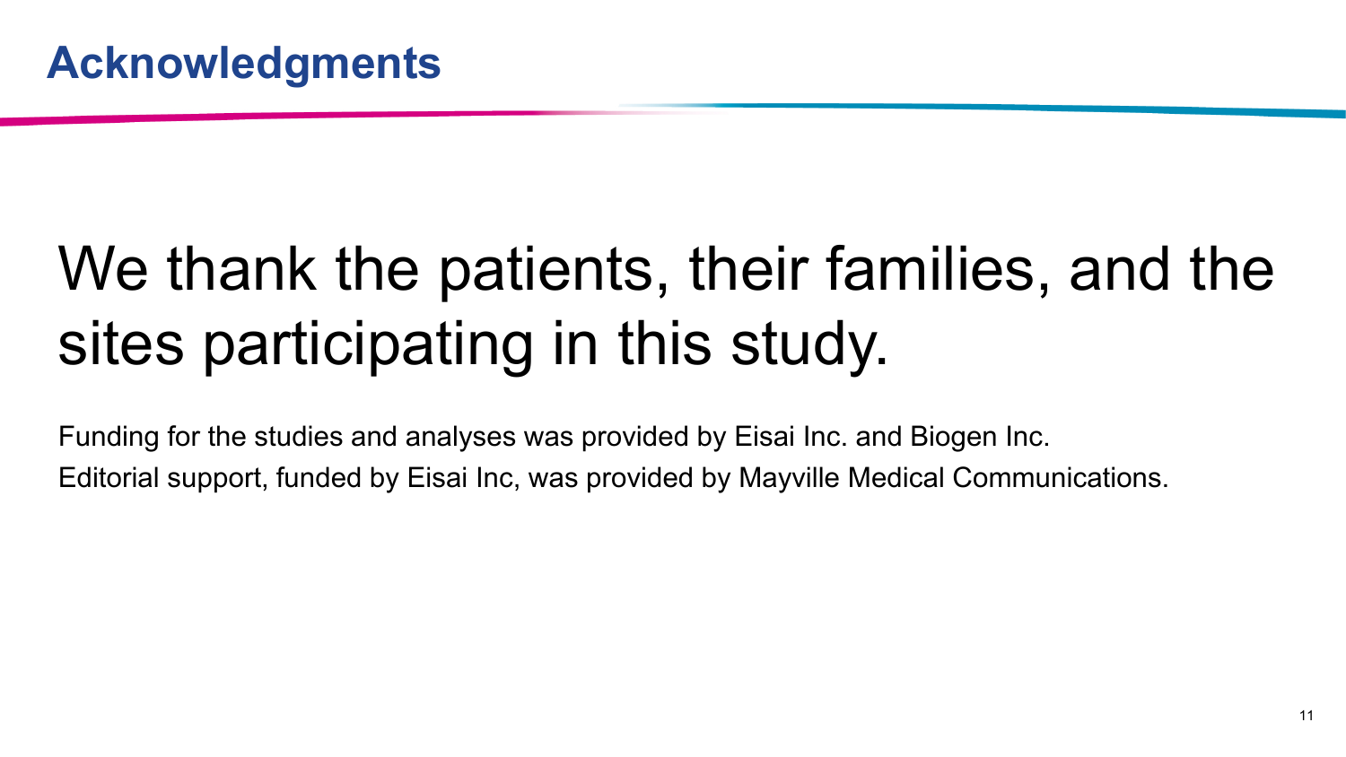# Acknowledgments

We thank the patients, their families, and the sites participating in this study.

Funding for the studies and analyses was provided by Eisai Inc. and Biogen Inc.

Editorial support, funded by Eisai Inc, was provided by Mayville Medical Communications.